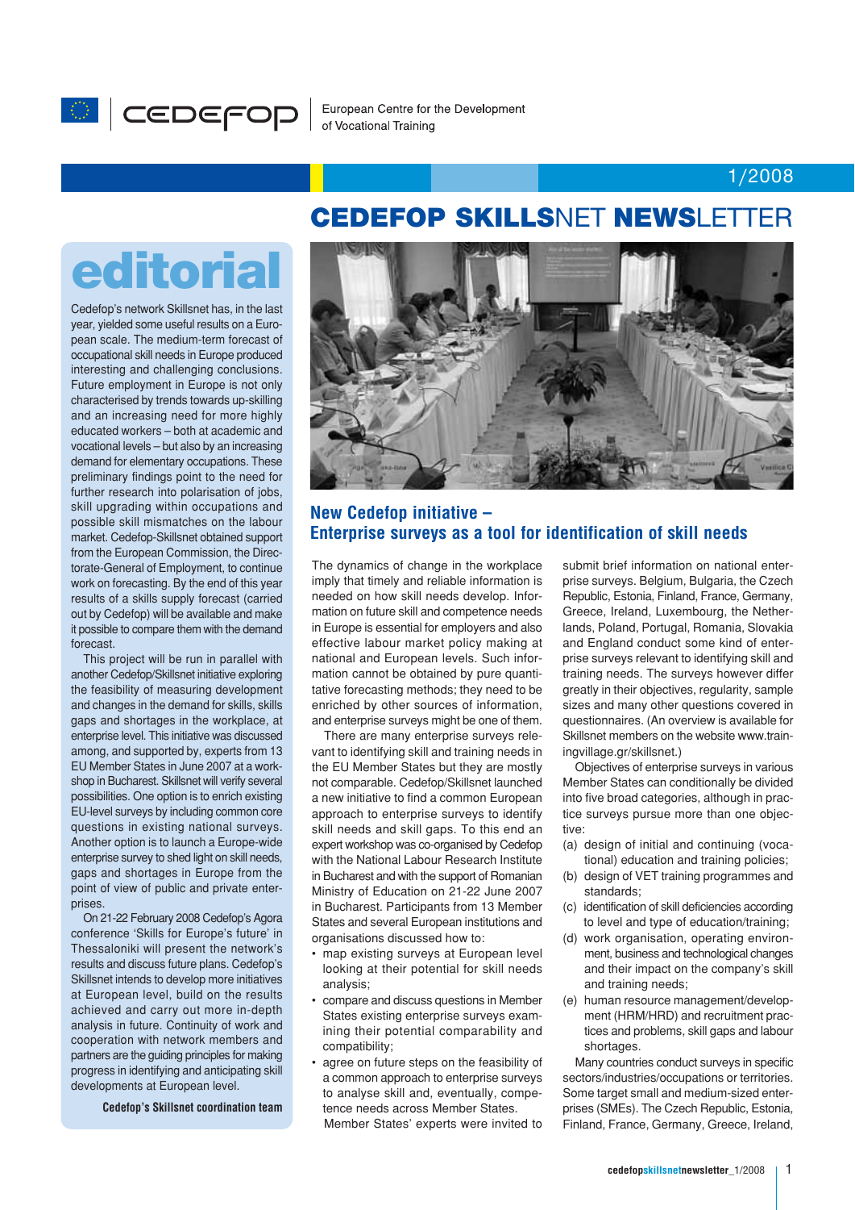cedefop

European Centre for the Development of Vocational Training

1/2008

# CEDEFOP SKILLSNET NEWSLETTER

## editorial

Cedefop's network Skillsnet has, in the last year, yielded some useful results on a European scale. The medium-term forecast of occupational skill needs in Europe produced interesting and challenging conclusions. Future employment in Europe is not only characterised by trends towards up-skilling and an increasing need for more highly educated workers – both at academic and vocational levels – but also by an increasing demand for elementary occupations. These preliminary findings point to the need for further research into polarisation of jobs, skill upgrading within occupations and possible skill mismatches on the labour market. Cedefop-Skillsnet obtained support from the European Commission, the Directorate-General of Employment, to continue work on forecasting. By the end of this year results of a skills supply forecast (carried out by Cedefop) will be available and make it possible to compare them with the demand forecast.

This project will be run in parallel with another Cedefop/Skillsnet initiative exploring the feasibility of measuring development and changes in the demand for skills, skills gaps and shortages in the workplace, at enterprise level. This initiative was discussed among, and supported by, experts from 13 EU Member States in June 2007 at a workshop in Bucharest. Skillsnet will verify several possibilities. One option is to enrich existing EU-level surveys by including common core questions in existing national surveys. Another option is to launch a Europe-wide enterprise survey to shed light on skill needs, gaps and shortages in Europe from the point of view of public and private enterprises.

On 21-22 February 2008 Cedefop's Agora conference 'Skills for Europe's future' in Thessaloniki will present the network's results and discuss future plans. Cedefop's Skillsnet intends to develop more initiatives at European level, build on the results achieved and carry out more in-depth analysis in future. Continuity of work and cooperation with network members and partners are the guiding principles for making progress in identifying and anticipating skill developments at European level.

**Cedefop's Skillsnet coordination team**

## New Cedefop initiative – Enterprise surveys as a tool for identification of skill needs

The dynamics of change in the workplace imply that timely and reliable information is needed on how skill needs develop. Information on future skill and competence needs in Europe is essential for employers and also effective labour market policy making at national and European levels. Such information cannot be obtained by pure quantitative forecasting methods; they need to be enriched by other sources of information, and enterprise surveys might be one of them.

There are many enterprise surveys relevant to identifying skill and training needs in the EU Member States but they are mostly not comparable. Cedefop/Skillsnet launched a new initiative to find a common European approach to enterprise surveys to identify skill needs and skill gaps. To this end an expert workshop was co-organised by Cedefop with the National Labour Research Institute in Bucharest and with the support of Romanian Ministry of Education on 21-22 June 2007 in Bucharest. Participants from 13 Member States and several European institutions and organisations discussed how to:

- map existing surveys at European level looking at their potential for skill needs analysis;
- compare and discuss questions in Member States existing enterprise surveys examining their potential comparability and compatibility;
- agree on further steps on the feasibility of a common approach to enterprise surveys to analyse skill and, eventually, competence needs across Member States.

Member States' experts were invited to submit brief information on national enterprise surveys. Belgium, Bulgaria, the Czech Republic, Estonia, Finland, France, Germany, Greece, Ireland, Luxembourg, the Netherlands, Poland, Portugal, Romania, Slovakia and England conduct some kind of enterprise surveys relevant to identifying skill and training needs. The surveys however differ greatly in their objectives, regularity, sample sizes and many other questions covered in questionnaires. (An overview is available for Skillsnet members on the website www.trainingvillage.gr/skillsnet.)

Objectives of enterprise surveys in various Member States can conditionally be divided into five broad categories, although in practice surveys pursue more than one objective:

(a) design of initial and continuing (vocational) education and training policies;
(b) design of VET training programmes and standards;
(c) identification of skill deficiencies according to level and type of education/training;
(d) work organisation, operating environment, business and technological changes and their impact on the company's skill and training needs;
(e) human resource management/development (HRM/HRD) and recruitment practices and problems, skill gaps and labour shortages.

Many countries conduct surveys in specific sectors/industries/occupations or territories. Some target small and medium-sized enterprises (SMEs). The Czech Republic, Estonia, Finland, France, Germany, Greece, Ireland,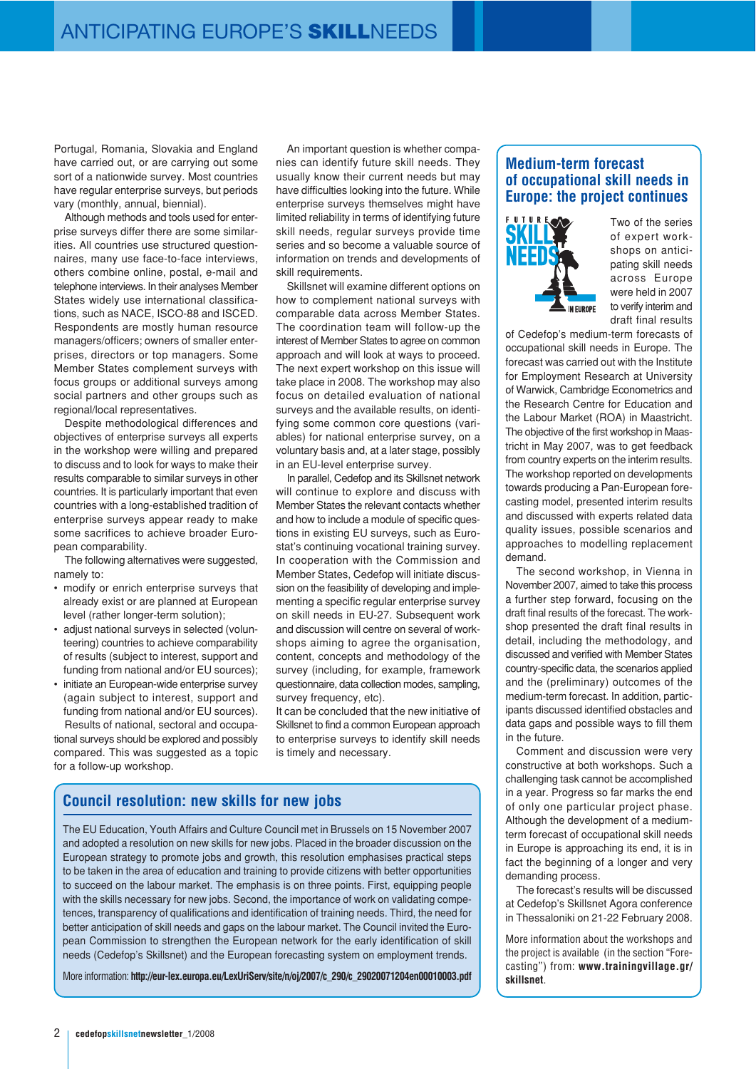Portugal, Romania, Slovakia and England have carried out, or are carrying out some sort of a nationwide survey. Most countries have regular enterprise surveys, but periods vary (monthly, annual, biennial).

Although methods and tools used for enterprise surveys differ there are some similarities. All countries use structured questionnaires, many use face-to-face interviews, others combine online, postal, e-mail and telephone interviews. In their analyses Member States widely use international classifications, such as NACE, ISCO-88 and ISCED. Respondents are mostly human resource managers/officers; owners of smaller enterprises, directors or top managers. Some Member States complement surveys with focus groups or additional surveys among social partners and other groups such as regional/local representatives.

Despite methodological differences and objectives of enterprise surveys all experts in the workshop were willing and prepared to discuss and to look for ways to make their results comparable to similar surveys in other countries. It is particularly important that even countries with a long-established tradition of enterprise surveys appear ready to make some sacrifices to achieve broader European comparability.

The following alternatives were suggested, namely to:

- modify or enrich enterprise surveys that already exist or are planned at European level (rather longer-term solution);
- adjust national surveys in selected (volunteering) countries to achieve comparability of results (subject to interest, support and funding from national and/or EU sources);
- initiate an European-wide enterprise survey (again subject to interest, support and funding from national and/or EU sources).

Results of national, sectoral and occupational surveys should be explored and possibly compared. This was suggested as a topic for a follow-up workshop.

An important question is whether companies can identify future skill needs. They usually know their current needs but may have difficulties looking into the future. While enterprise surveys themselves might have limited reliability in terms of identifying future skill needs, regular surveys provide time series and so become a valuable source of information on trends and developments of skill requirements.

Skillsnet will examine different options on how to complement national surveys with comparable data across Member States. The coordination team will follow-up the interest of Member States to agree on common approach and will look at ways to proceed. The next expert workshop on this issue will take place in 2008. The workshop may also focus on detailed evaluation of national surveys and the available results, on identifying some common core questions (variables) for national enterprise survey, on a voluntary basis and, at a later stage, possibly in an EU-level enterprise survey.

In parallel, Cedefop and its Skillsnet network will continue to explore and discuss with Member States the relevant contacts whether and how to include a module of specific questions in existing EU surveys, such as Eurostat's continuing vocational training survey. In cooperation with the Commission and Member States, Cedefop will initiate discussion on the feasibility of developing and implementing a specific regular enterprise survey on skill needs in EU-27. Subsequent work and discussion will centre on several of workshops aiming to agree the organisation, content, concepts and methodology of the survey (including, for example, framework questionnaire, data collection modes, sampling, survey frequency, etc).

It can be concluded that the new initiative of Skillsnet to find a common European approach to enterprise surveys to identify skill needs is timely and necessary.

## Council resolution: new skills for new jobs

The EU Education, Youth Affairs and Culture Council met in Brussels on 15 November 2007 and adopted a resolution on new skills for new jobs. Placed in the broader discussion on the European strategy to promote jobs and growth, this resolution emphasises practical steps to be taken in the area of education and training to provide citizens with better opportunities to succeed on the labour market. The emphasis is on three points. First, equipping people with the skills necessary for new jobs. Second, the importance of work on validating competences, transparency of qualifications and identification of training needs. Third, the need for better anticipation of skill needs and gaps on the labour market. The Council invited the European Commission to strengthen the European network for the early identification of skill needs (Cedefop's Skillsnet) and the European forecasting system on employment trends.

More information: **http://eur-lex.europa.eu/LexUriServ/site/n/oj/2007/c_290/c_29020071204en00010003.pdf**

## Medium-term forecast of occupational skill needs in Europe: the project continues

Two of the series of expert workshops on anticipating skill needs across Europe were held in 2007 to verify interim and draft final results of Cedefop's medium-term forecasts of occupational skill needs in Europe. The forecast was carried out with the Institute for Employment Research at University of Warwick, Cambridge Econometrics and the Research Centre for Education and the Labour Market (ROA) in Maastricht. The objective of the first workshop in Maastricht in May 2007, was to get feedback from country experts on the interim results. The workshop reported on developments towards producing a Pan-European forecasting model, presented interim results and discussed with experts related data quality issues, possible scenarios and approaches to modelling replacement demand.

The second workshop, in Vienna in November 2007, aimed to take this process a further step forward, focusing on the draft final results of the forecast. The workshop presented the draft final results in detail, including the methodology, and discussed and verified with Member States country-specific data, the scenarios applied and the (preliminary) outcomes of the medium-term forecast. In addition, participants discussed identified obstacles and data gaps and possible ways to fill them in the future.

Comment and discussion were very constructive at both workshops. Such a challenging task cannot be accomplished in a year. Progress so far marks the end of only one particular project phase. Although the development of a medium-term forecast of occupational skill needs in Europe is approaching its end, it is in fact the beginning of a longer and very demanding process.

The forecast's results will be discussed at Cedefop's Skillsnet Agora conference in Thessaloniki on 21-22 February 2008.

More information about the workshops and the project is available (in the section "Forecasting") from: **www.trainingvillage.gr/skillsnet**.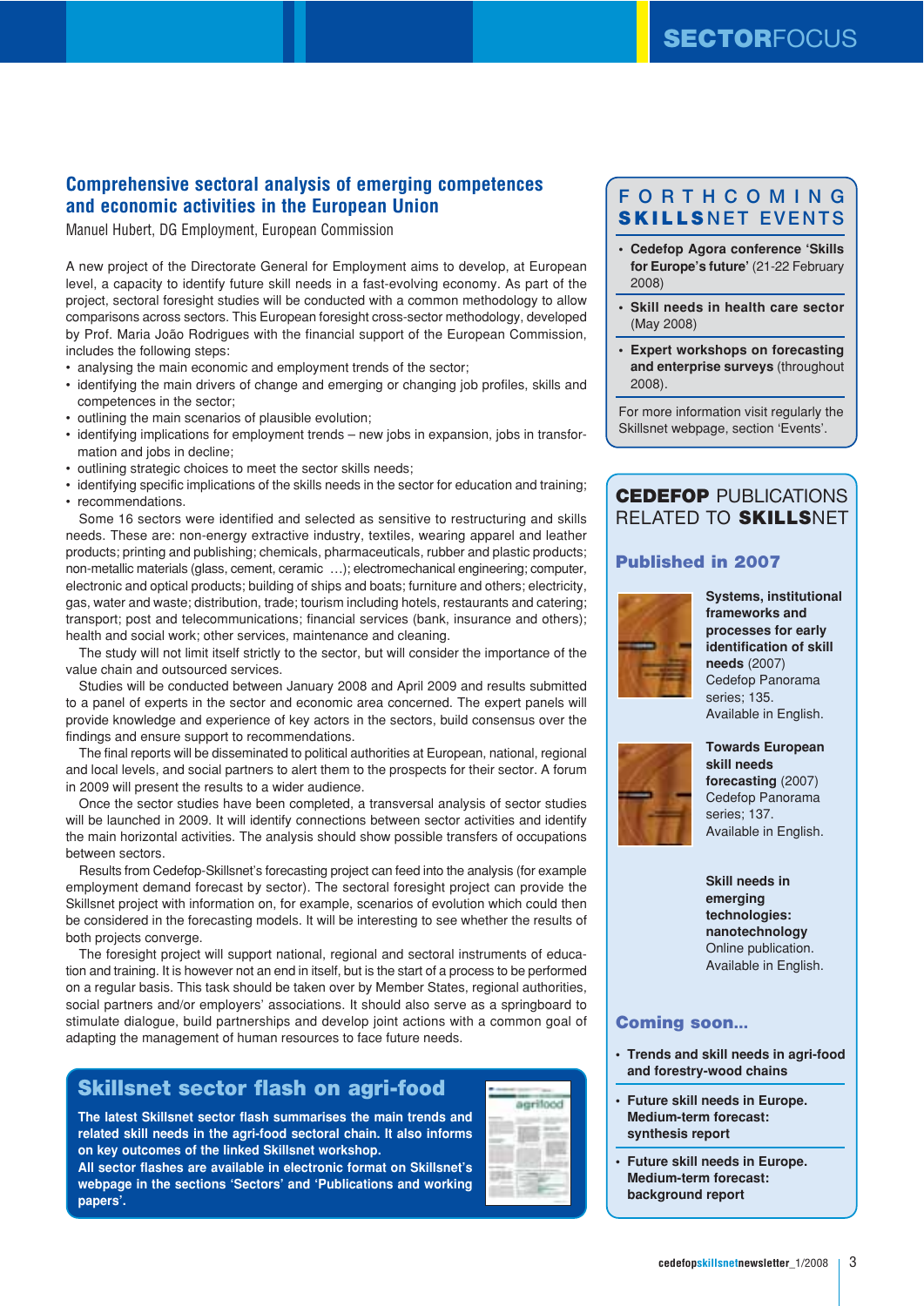## Comprehensive sectoral analysis of emerging competences and economic activities in the European Union

Manuel Hubert, DG Employment, European Commission

A new project of the Directorate General for Employment aims to develop, at European level, a capacity to identify future skill needs in a fast-evolving economy. As part of the project, sectoral foresight studies will be conducted with a common methodology to allow comparisons across sectors. This European foresight cross-sector methodology, developed by Prof. Maria João Rodrigues with the financial support of the European Commission, includes the following steps:

- analysing the main economic and employment trends of the sector;
- identifying the main drivers of change and emerging or changing job profiles, skills and competences in the sector;
- outlining the main scenarios of plausible evolution;
- identifying implications for employment trends – new jobs in expansion, jobs in transformation and jobs in decline;
- outlining strategic choices to meet the sector skills needs;
- identifying specific implications of the skills needs in the sector for education and training;
- recommendations.

Some 16 sectors were identified and selected as sensitive to restructuring and skills needs. These are: non-energy extractive industry, textiles, wearing apparel and leather products; printing and publishing; chemicals, pharmaceuticals, rubber and plastic products; non-metallic materials (glass, cement, ceramic …); electromechanical engineering; computer, electronic and optical products; building of ships and boats; furniture and others; electricity, gas, water and waste; distribution, trade; tourism including hotels, restaurants and catering; transport; post and telecommunications; financial services (bank, insurance and others); health and social work; other services, maintenance and cleaning.

The study will not limit itself strictly to the sector, but will consider the importance of the value chain and outsourced services.

Studies will be conducted between January 2008 and April 2009 and results submitted to a panel of experts in the sector and economic area concerned. The expert panels will provide knowledge and experience of key actors in the sectors, build consensus over the findings and ensure support to recommendations.

The final reports will be disseminated to political authorities at European, national, regional and local levels, and social partners to alert them to the prospects for their sector. A forum in 2009 will present the results to a wider audience.

Once the sector studies have been completed, a transversal analysis of sector studies will be launched in 2009. It will identify connections between sector activities and identify the main horizontal activities. The analysis should show possible transfers of occupations between sectors.

Results from Cedefop-Skillsnet's forecasting project can feed into the analysis (for example employment demand forecast by sector). The sectoral foresight project can provide the Skillsnet project with information on, for example, scenarios of evolution which could then be considered in the forecasting models. It will be interesting to see whether the results of both projects converge.

The foresight project will support national, regional and sectoral instruments of education and training. It is however not an end in itself, but is the start of a process to be performed on a regular basis. This task should be taken over by Member States, regional authorities, social partners and/or employers' associations. It should also serve as a springboard to stimulate dialogue, build partnerships and develop joint actions with a common goal of adapting the management of human resources to face future needs.

## Skillsnet sector flash on agri-food

**The latest Skillsnet sector flash summarises the main trends and related skill needs in the agri-food sectoral chain. It also informs on key outcomes of the linked Skillsnet workshop.**

**All sector flashes are available in electronic format on Skillsnet's webpage in the sections 'Sectors' and 'Publications and working papers'.**

## FORTHCOMING SKILLSNET EVENTS

- **Cedefop Agora conference 'Skills for Europe's future'** (21-22 February 2008)
- **Skill needs in health care sector** (May 2008)
- **Expert workshops on forecasting and enterprise surveys** (throughout 2008).

For more information visit regularly the Skillsnet webpage, section 'Events'.

## CEDEFOP PUBLICATIONS RELATED TO SKILLSNET

### Published in 2007

**Systems, institutional frameworks and processes for early identification of skill needs** (2007)
Cedefop Panorama series; 135.
Available in English.

**Towards European skill needs forecasting** (2007)
Cedefop Panorama series; 137.
Available in English.

**Skill needs in emerging technologies: nanotechnology**
Online publication.
Available in English.

### Coming soon...

- **Trends and skill needs in agri-food and forestry-wood chains**
- **Future skill needs in Europe. Medium-term forecast: synthesis report**
- **Future skill needs in Europe. Medium-term forecast: background report**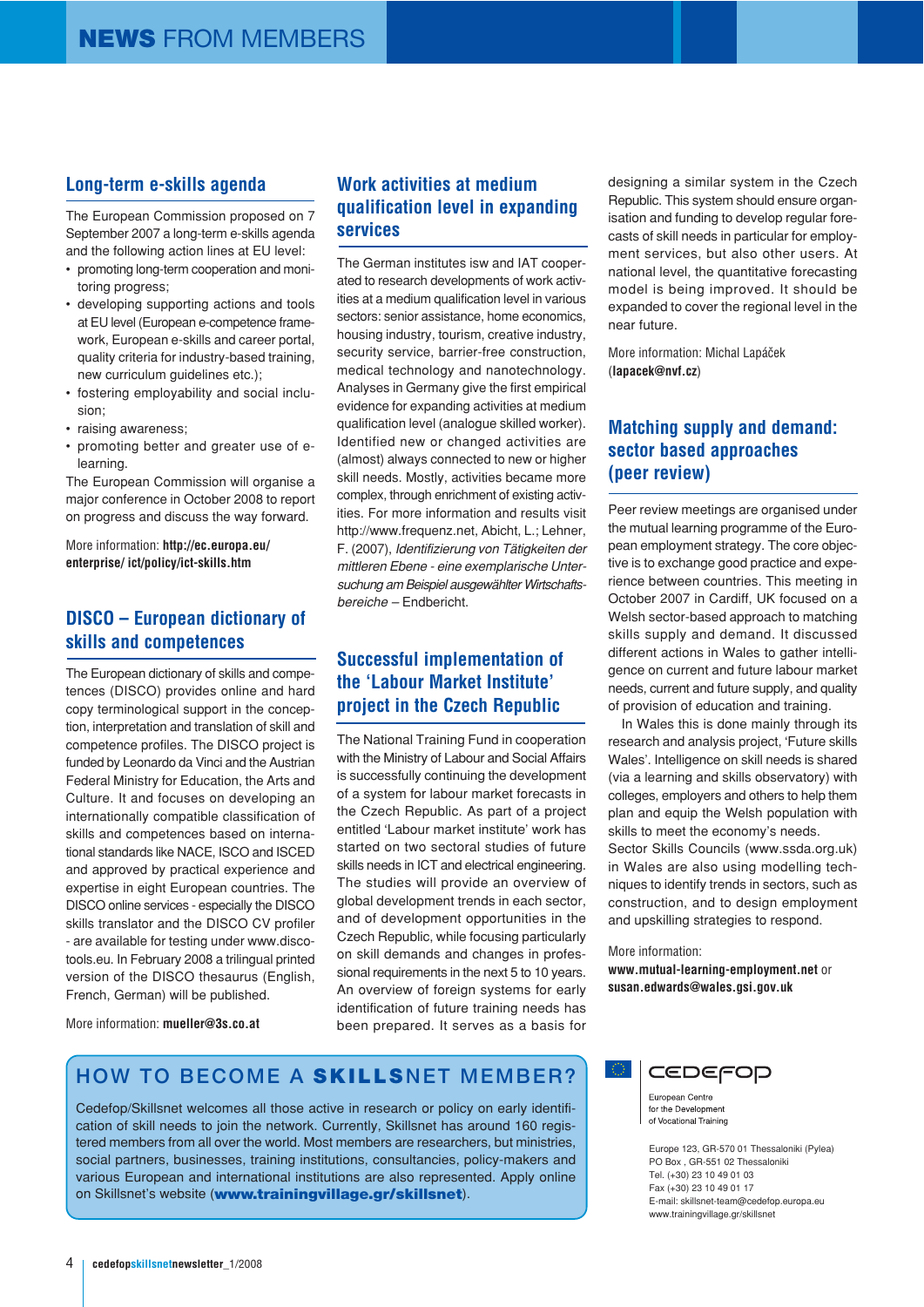# NEWS FROM MEMBERS

## Long-term e-skills agenda

The European Commission proposed on 7 September 2007 a long-term e-skills agenda and the following action lines at EU level:

- promoting long-term cooperation and monitoring progress;
- developing supporting actions and tools at EU level (European e-competence framework, European e-skills and career portal, quality criteria for industry-based training, new curriculum guidelines etc.);
- fostering employability and social inclusion;
- raising awareness;
- promoting better and greater use of e-learning.

The European Commission will organise a major conference in October 2008 to report on progress and discuss the way forward.

More information: **http://ec.europa.eu/enterprise/ ict/policy/ict-skills.htm**

## DISCO – European dictionary of skills and competences

The European dictionary of skills and competences (DISCO) provides online and hard copy terminological support in the conception, interpretation and translation of skill and competence profiles. The DISCO project is funded by Leonardo da Vinci and the Austrian Federal Ministry for Education, the Arts and Culture. It and focuses on developing an internationally compatible classification of skills and competences based on international standards like NACE, ISCO and ISCED and approved by practical experience and expertise in eight European countries. The DISCO online services - especially the DISCO skills translator and the DISCO CV profiler - are available for testing under www.disco-tools.eu. In February 2008 a trilingual printed version of the DISCO thesaurus (English, French, German) will be published.

More information: **mueller@3s.co.at**

## Work activities at medium qualification level in expanding services

The German institutes isw and IAT cooperated to research developments of work activities at a medium qualification level in various sectors: senior assistance, home economics, housing industry, tourism, creative industry, security service, barrier-free construction, medical technology and nanotechnology. Analyses in Germany give the first empirical evidence for expanding activities at medium qualification level (analogue skilled worker). Identified new or changed activities are (almost) always connected to new or higher skill needs. Mostly, activities became more complex, through enrichment of existing activities. For more information and results visit http://www.frequenz.net, Abicht, L.; Lehner, F. (2007), *Identifizierung von Tätigkeiten der mittleren Ebene - eine exemplarische Untersuchung am Beispiel ausgewählter Wirtschaftsbereiche* – Endbericht.

## Successful implementation of the 'Labour Market Institute' project in the Czech Republic

The National Training Fund in cooperation with the Ministry of Labour and Social Affairs is successfully continuing the development of a system for labour market forecasts in the Czech Republic. As part of a project entitled 'Labour market institute' work has started on two sectoral studies of future skills needs in ICT and electrical engineering. The studies will provide an overview of global development trends in each sector, and of development opportunities in the Czech Republic, while focusing particularly on skill demands and changes in professional requirements in the next 5 to 10 years. An overview of foreign systems for early identification of future training needs has been prepared. It serves as a basis for designing a similar system in the Czech Republic. This system should ensure organisation and funding to develop regular forecasts of skill needs in particular for employment services, but also other users. At national level, the quantitative forecasting model is being improved. It should be expanded to cover the regional level in the near future.

More information: Michal Lapáček (**lapacek@nvf.cz**)

## Matching supply and demand: sector based approaches (peer review)

Peer review meetings are organised under the mutual learning programme of the European employment strategy. The core objective is to exchange good practice and experience between countries. This meeting in October 2007 in Cardiff, UK focused on a Welsh sector-based approach to matching skills supply and demand. It discussed different actions in Wales to gather intelligence on current and future labour market needs, current and future supply, and quality of provision of education and training.

In Wales this is done mainly through its research and analysis project, 'Future skills Wales'. Intelligence on skill needs is shared (via a learning and skills observatory) with colleges, employers and others to help them plan and equip the Welsh population with skills to meet the economy's needs. Sector Skills Councils (www.ssda.org.uk) in Wales are also using modelling techniques to identify trends in sectors, such as construction, and to design employment and upskilling strategies to respond.

More information: **www.mutual-learning-employment.net** or **susan.edwards@wales.gsi.gov.uk**

## HOW TO BECOME A **SKILLS**NET MEMBER?

Cedefop/Skillsnet welcomes all those active in research or policy on early identification of skill needs to join the network. Currently, Skillsnet has around 160 registered members from all over the world. Most members are researchers, but ministries, social partners, businesses, training institutions, consultancies, policy-makers and various European and international institutions are also represented. Apply online on Skillsnet's website (**www.trainingvillage.gr/skillsnet**).

CEDEFOP
European Centre for the Development of Vocational Training

Europe 123, GR-570 01 Thessaloniki (Pylea)
PO Box , GR-551 02 Thessaloniki
Tel. (+30) 23 10 49 01 03
Fax (+30) 23 10 49 01 17
E-mail: skillsnet-team@cedefop.europa.eu
www.trainingvillage.gr/skillsnet